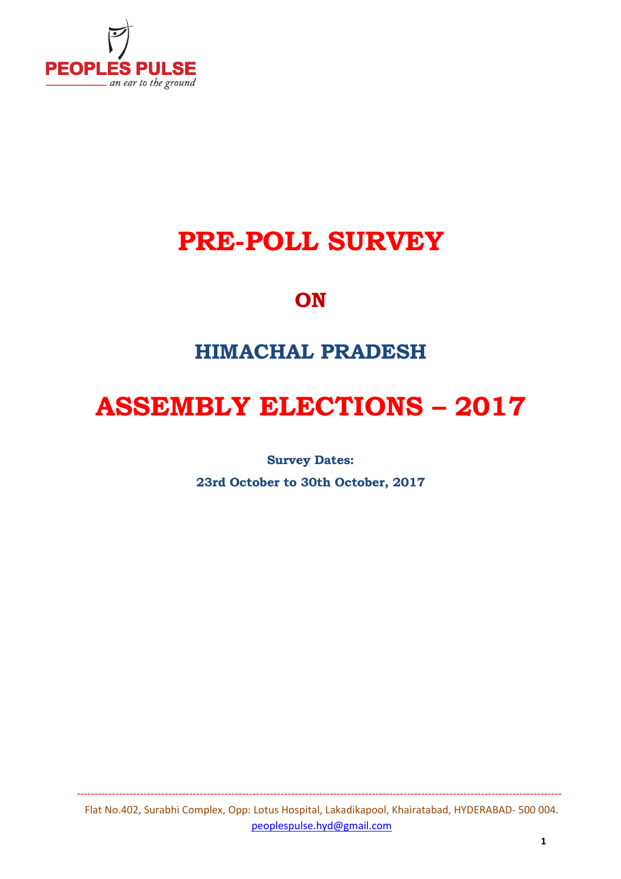PEOPLES PULSE

*an ear to the ground*

# PRE-POLL SURVEY

## ON

## HIMACHAL PRADESH

# ASSEMBLY ELECTIONS – 2017

**Survey Dates:**

**23rd October to 30th October, 2017**

Flat No.402, Surabhi Complex, Opp: Lotus Hospital, Lakadikapool, Khairatabad, HYDERABAD- 500 004.
peoplespulse.hyd@gmail.com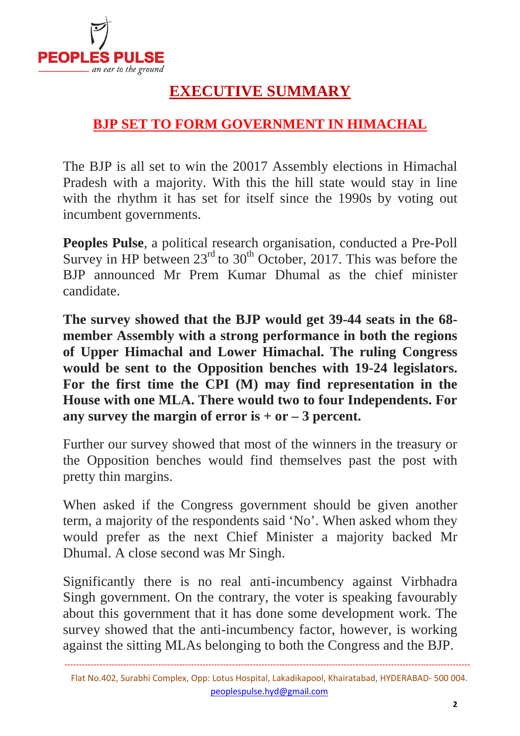# EXECUTIVE SUMMARY

## BJP SET TO FORM GOVERNMENT IN HIMACHAL

The BJP is all set to win the 20017 Assembly elections in Himachal Pradesh with a majority. With this the hill state would stay in line with the rhythm it has set for itself since the 1990s by voting out incumbent governments.

**Peoples Pulse**, a political research organisation, conducted a Pre-Poll Survey in HP between 23rd to 30th October, 2017. This was before the BJP announced Mr Prem Kumar Dhumal as the chief minister candidate.

**The survey showed that the BJP would get 39-44 seats in the 68-member Assembly with a strong performance in both the regions of Upper Himachal and Lower Himachal. The ruling Congress would be sent to the Opposition benches with 19-24 legislators. For the first time the CPI (M) may find representation in the House with one MLA. There would two to four Independents. For any survey the margin of error is + or – 3 percent.**

Further our survey showed that most of the winners in the treasury or the Opposition benches would find themselves past the post with pretty thin margins.

When asked if the Congress government should be given another term, a majority of the respondents said 'No'. When asked whom they would prefer as the next Chief Minister a majority backed Mr Dhumal. A close second was Mr Singh.

Significantly there is no real anti-incumbency against Virbhadra Singh government. On the contrary, the voter is speaking favourably about this government that it has done some development work. The survey showed that the anti-incumbency factor, however, is working against the sitting MLAs belonging to both the Congress and the BJP.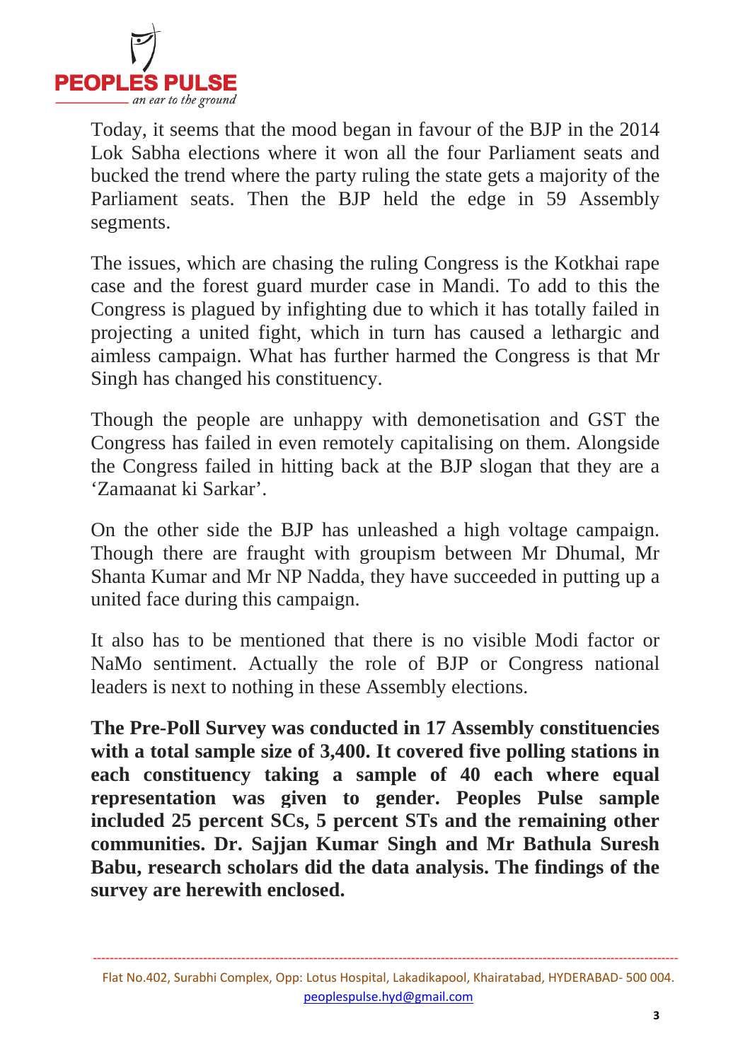Today, it seems that the mood began in favour of the BJP in the 2014 Lok Sabha elections where it won all the four Parliament seats and bucked the trend where the party ruling the state gets a majority of the Parliament seats. Then the BJP held the edge in 59 Assembly segments.

The issues, which are chasing the ruling Congress is the Kotkhai rape case and the forest guard murder case in Mandi. To add to this the Congress is plagued by infighting due to which it has totally failed in projecting a united fight, which in turn has caused a lethargic and aimless campaign. What has further harmed the Congress is that Mr Singh has changed his constituency.

Though the people are unhappy with demonetisation and GST the Congress has failed in even remotely capitalising on them. Alongside the Congress failed in hitting back at the BJP slogan that they are a 'Zamaanat ki Sarkar'.

On the other side the BJP has unleashed a high voltage campaign. Though there are fraught with groupism between Mr Dhumal, Mr Shanta Kumar and Mr NP Nadda, they have succeeded in putting up a united face during this campaign.

It also has to be mentioned that there is no visible Modi factor or NaMo sentiment. Actually the role of BJP or Congress national leaders is next to nothing in these Assembly elections.

**The Pre-Poll Survey was conducted in 17 Assembly constituencies with a total sample size of 3,400. It covered five polling stations in each constituency taking a sample of 40 each where equal representation was given to gender. Peoples Pulse sample included 25 percent SCs, 5 percent STs and the remaining other communities. Dr. Sajjan Kumar Singh and Mr Bathula Suresh Babu, research scholars did the data analysis. The findings of the survey are herewith enclosed.**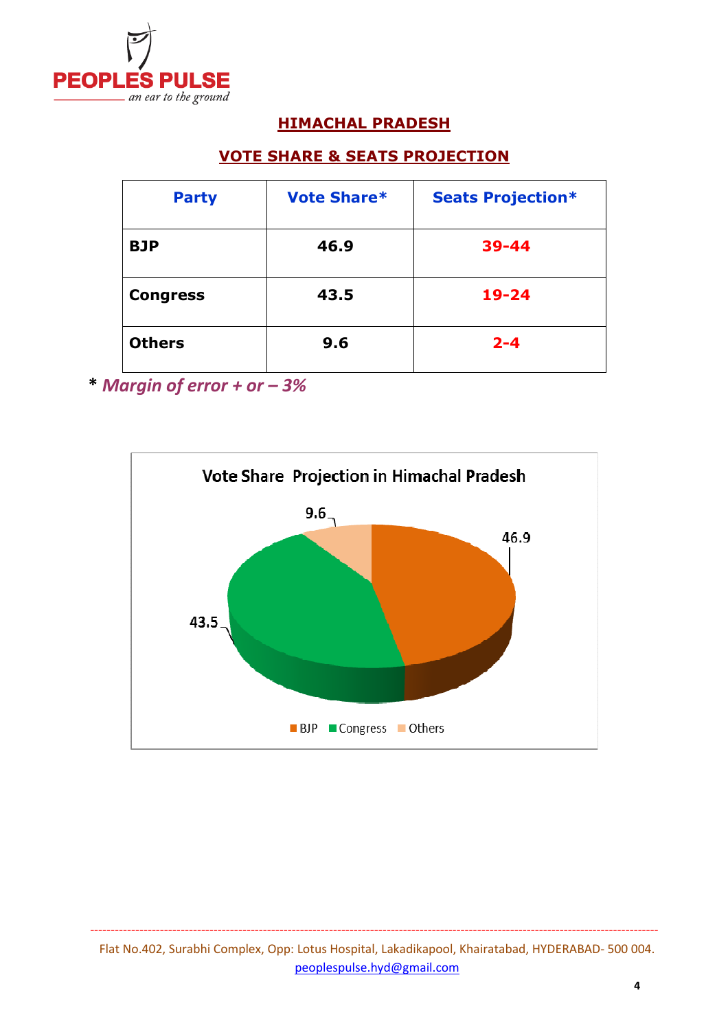## HIMACHAL PRADESH

## VOTE SHARE & SEATS PROJECTION

| Party | Vote Share* | Seats Projection* |
|---|---|---|
| **BJP** | **46.9** | **39-44** |
| **Congress** | **43.5** | **19-24** |
| **Others** | **9.6** | **2-4** |

**\*** ***Margin of error + or – 3%***

Vote Share Projection in Himachal Pradesh

| Party | Vote Share |
|---|---|
| BJP | 46.9 |
| Congress | 43.5 |
| Others | 9.6 |

Flat No.402, Surabhi Complex, Opp: Lotus Hospital, Lakadikapool, Khairatabad, HYDERABAD- 500 004.
peoplespulse.hyd@gmail.com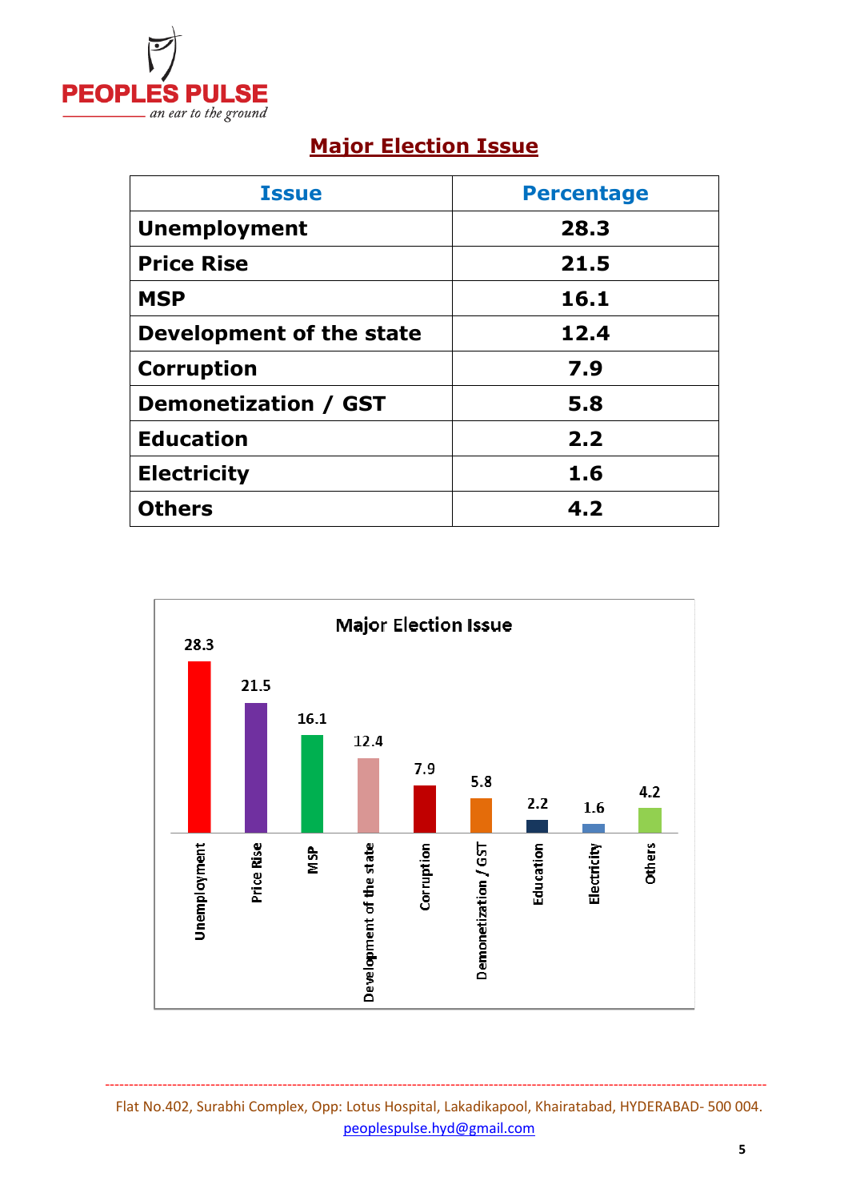## Major Election Issue

| Issue | Percentage |
|---|---|
| Unemployment | 28.3 |
| Price Rise | 21.5 |
| MSP | 16.1 |
| Development of the state | 12.4 |
| Corruption | 7.9 |
| Demonetization / GST | 5.8 |
| Education | 2.2 |
| Electricity | 1.6 |
| Others | 4.2 |

Major Election Issue

| Issue | Value |
|---|---|
| Unemployment | 28.3 |
| Price Rise | 21.5 |
| MSP | 16.1 |
| Development of the state | 12.4 |
| Corruption | 7.9 |
| Demonetization / GST | 5.8 |
| Education | 2.2 |
| Electricity | 1.6 |
| Others | 4.2 |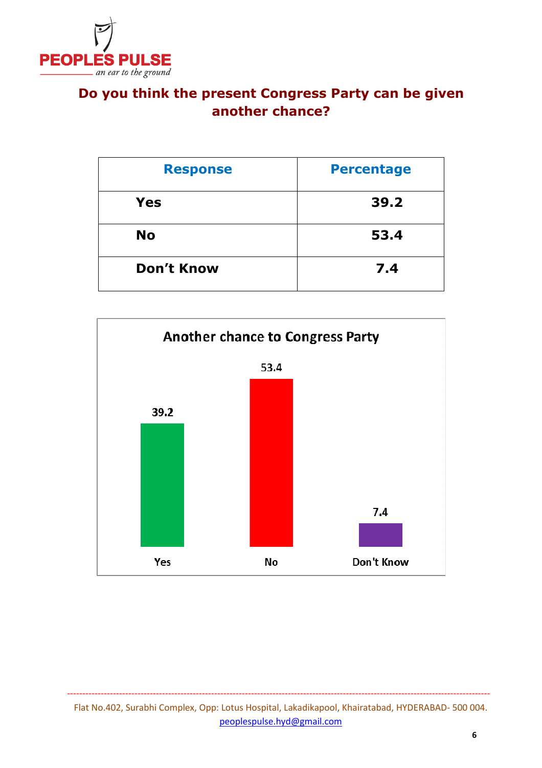## Do you think the present Congress Party can be given another chance?

| Response | Percentage |
|---|---|
| Yes | 39.2 |
| No | 53.4 |
| Don't Know | 7.4 |

**Another chance to Congress Party**

| | Yes | No | Don't Know |
|---|---|---|---|
| | 39.2 | 53.4 | 7.4 |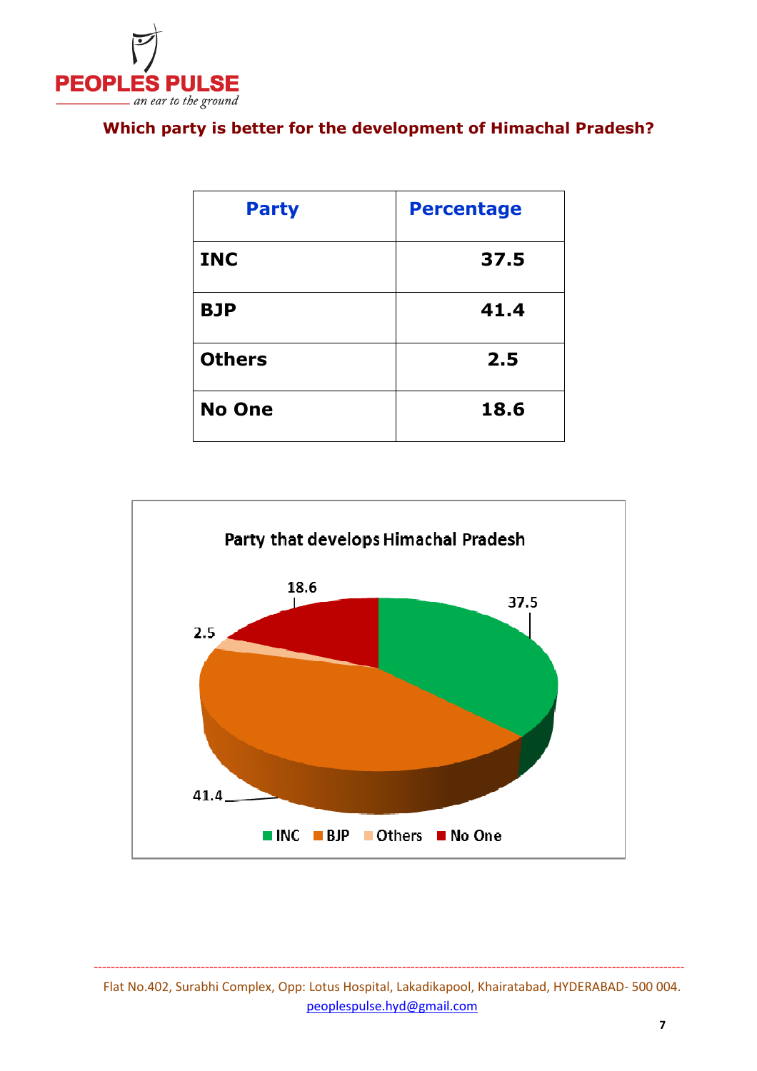## Which party is better for the development of Himachal Pradesh?

| Party | Percentage |
|---|---|
| INC | 37.5 |
| BJP | 41.4 |
| Others | 2.5 |
| No One | 18.6 |

**Party that develops Himachal Pradesh**

| Party | Percentage |
|---|---|
| INC | 37.5 |
| BJP | 41.4 |
| Others | 2.5 |
| No One | 18.6 |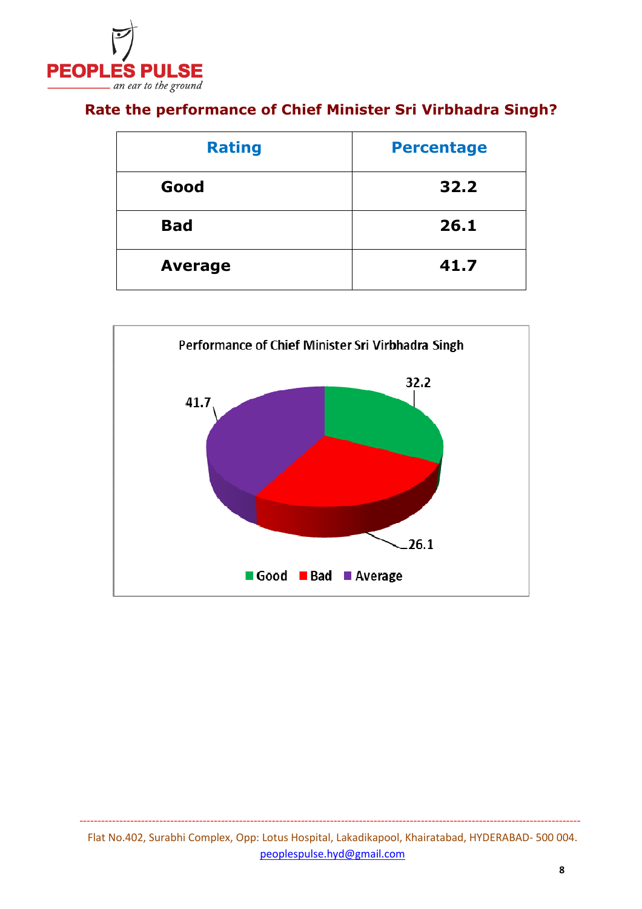## Rate the performance of Chief Minister Sri Virbhadra Singh?

| Rating | Percentage |
|---|---|
| **Good** | **32.2** |
| **Bad** | **26.1** |
| **Average** | **41.7** |

Performance of Chief Minister Sri Virbhadra Singh

| Rating | Percentage |
|---|---|
| Good | 32.2 |
| Bad | 26.1 |
| Average | 41.7 |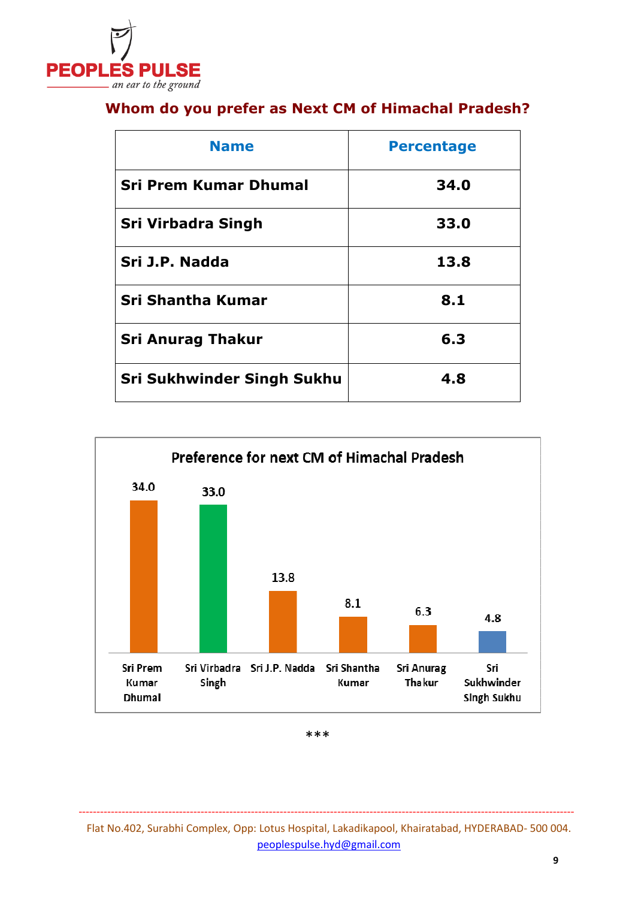## Whom do you prefer as Next CM of Himachal Pradesh?

| Name | Percentage |
|---|---|
| Sri Prem Kumar Dhumal | 34.0 |
| Sri Virbadra Singh | 33.0 |
| Sri J.P. Nadda | 13.8 |
| Sri Shantha Kumar | 8.1 |
| Sri Anurag Thakur | 6.3 |
| Sri Sukhwinder Singh Sukhu | 4.8 |

Preference for next CM of Himachal Pradesh

34.0
33.0
13.8
8.1
6.3
4.8

Sri Prem Kumar Dhumal
Sri Virbadra Singh
Sri J.P. Nadda
Sri Shantha Kumar
Sri Anurag Thakur
Sri Sukhwinder Singh Sukhu

***

Flat No.402, Surabhi Complex, Opp: Lotus Hospital, Lakadikapool, Khairatabad, HYDERABAD- 500 004.
peoplespulse.hyd@gmail.com